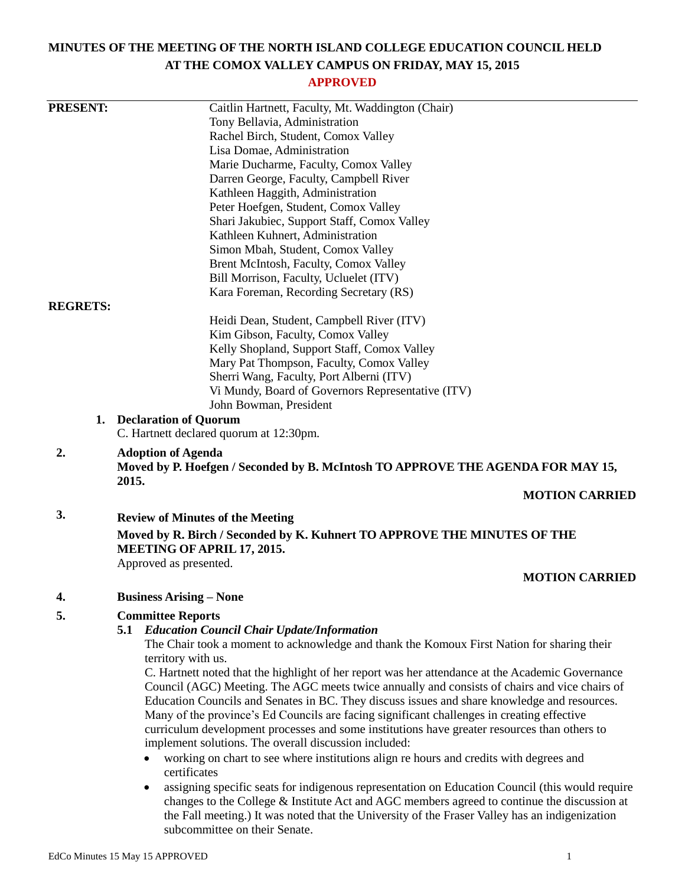# MINUTES OF THE MEETING OF THE NORTH ISLAND COLLEGE EDUCATION COUNCIL HELD AT THE COMOX VALLEY CAMPUS ON FRIDAY, MAY 15, 2015

**APPROVED**

**PRESENT:**

Caitlin Hartnett, Faculty, Mt. Waddington (Chair)
Tony Bellavia, Administration
Rachel Birch, Student, Comox Valley
Lisa Domae, Administration
Marie Ducharme, Faculty, Comox Valley
Darren George, Faculty, Campbell River
Kathleen Haggith, Administration
Peter Hoefgen, Student, Comox Valley
Shari Jakubiec, Support Staff, Comox Valley
Kathleen Kuhnert, Administration
Simon Mbah, Student, Comox Valley
Brent McIntosh, Faculty, Comox Valley
Bill Morrison, Faculty, Ucluelet (ITV)
Kara Foreman, Recording Secretary (RS)

**REGRETS:**

Heidi Dean, Student, Campbell River (ITV)
Kim Gibson, Faculty, Comox Valley
Kelly Shopland, Support Staff, Comox Valley
Mary Pat Thompson, Faculty, Comox Valley
Sherri Wang, Faculty, Port Alberni (ITV)
Vi Mundy, Board of Governors Representative (ITV)
John Bowman, President

**1. Declaration of Quorum**

C. Hartnett declared quorum at 12:30pm.

**2. Adoption of Agenda**

**Moved by P. Hoefgen / Seconded by B. McIntosh TO APPROVE THE AGENDA FOR MAY 15, 2015.**

**MOTION CARRIED**

**3. Review of Minutes of the Meeting**

**Moved by R. Birch / Seconded by K. Kuhnert TO APPROVE THE MINUTES OF THE MEETING OF APRIL 17, 2015.**

Approved as presented.

**MOTION CARRIED**

**4. Business Arising – None**

**5. Committee Reports**

**5.1 *Education Council Chair Update/Information***

The Chair took a moment to acknowledge and thank the Komoux First Nation for sharing their territory with us.

C. Hartnett noted that the highlight of her report was her attendance at the Academic Governance Council (AGC) Meeting. The AGC meets twice annually and consists of chairs and vice chairs of Education Councils and Senates in BC. They discuss issues and share knowledge and resources. Many of the province's Ed Councils are facing significant challenges in creating effective curriculum development processes and some institutions have greater resources than others to implement solutions. The overall discussion included:

- working on chart to see where institutions align re hours and credits with degrees and certificates
- assigning specific seats for indigenous representation on Education Council (this would require changes to the College & Institute Act and AGC members agreed to continue the discussion at the Fall meeting.) It was noted that the University of the Fraser Valley has an indigenization subcommittee on their Senate.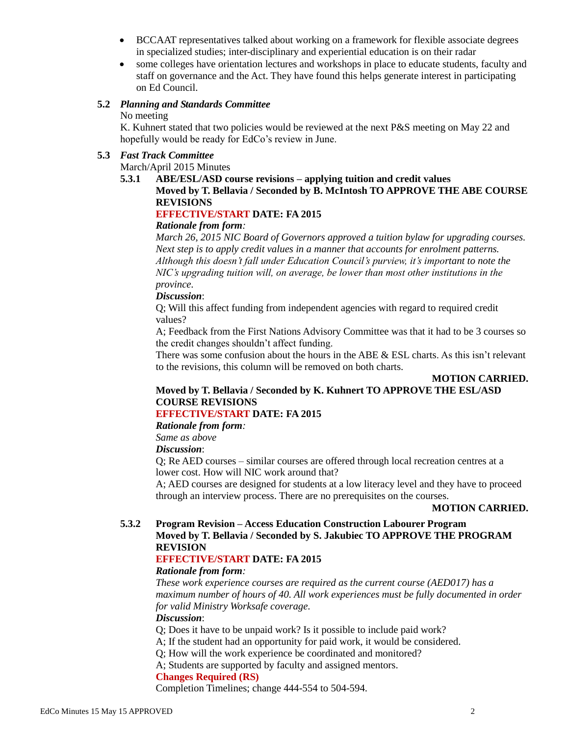- BCCAAT representatives talked about working on a framework for flexible associate degrees in specialized studies; inter-disciplinary and experiential education is on their radar
- some colleges have orientation lectures and workshops in place to educate students, faculty and staff on governance and the Act. They have found this helps generate interest in participating on Ed Council.

**5.2** ***Planning and Standards Committee***

No meeting

K. Kuhnert stated that two policies would be reviewed at the next P&S meeting on May 22 and hopefully would be ready for EdCo's review in June.

**5.3** ***Fast Track Committee***

March/April 2015 Minutes

**5.3.1 ABE/ESL/ASD course revisions – applying tuition and credit values**

**Moved by T. Bellavia / Seconded by B. McIntosh TO APPROVE THE ABE COURSE REVISIONS**

**EFFECTIVE/START DATE: FA 2015**

***Rationale from form:***

*March 26, 2015 NIC Board of Governors approved a tuition bylaw for upgrading courses. Next step is to apply credit values in a manner that accounts for enrolment patterns. Although this doesn't fall under Education Council's purview, it's important to note the NIC's upgrading tuition will, on average, be lower than most other institutions in the province.*

***Discussion***:

Q; Will this affect funding from independent agencies with regard to required credit values?

A; Feedback from the First Nations Advisory Committee was that it had to be 3 courses so the credit changes shouldn't affect funding.

There was some confusion about the hours in the ABE & ESL charts. As this isn't relevant to the revisions, this column will be removed on both charts.

**MOTION CARRIED.**

**Moved by T. Bellavia / Seconded by K. Kuhnert TO APPROVE THE ESL/ASD COURSE REVISIONS**

**EFFECTIVE/START DATE: FA 2015**

***Rationale from form:***

*Same as above*

***Discussion***:

Q; Re AED courses – similar courses are offered through local recreation centres at a lower cost. How will NIC work around that?

A; AED courses are designed for students at a low literacy level and they have to proceed through an interview process. There are no prerequisites on the courses.

**MOTION CARRIED.**

**5.3.2 Program Revision – Access Education Construction Labourer Program**

**Moved by T. Bellavia / Seconded by S. Jakubiec TO APPROVE THE PROGRAM REVISION**

**EFFECTIVE/START DATE: FA 2015**

***Rationale from form:***

*These work experience courses are required as the current course (AED017) has a maximum number of hours of 40. All work experiences must be fully documented in order for valid Ministry Worksafe coverage.*

***Discussion***:

Q; Does it have to be unpaid work? Is it possible to include paid work?

A; If the student had an opportunity for paid work, it would be considered.

Q; How will the work experience be coordinated and monitored?

A; Students are supported by faculty and assigned mentors.

**Changes Required (RS)**

Completion Timelines; change 444-554 to 504-594.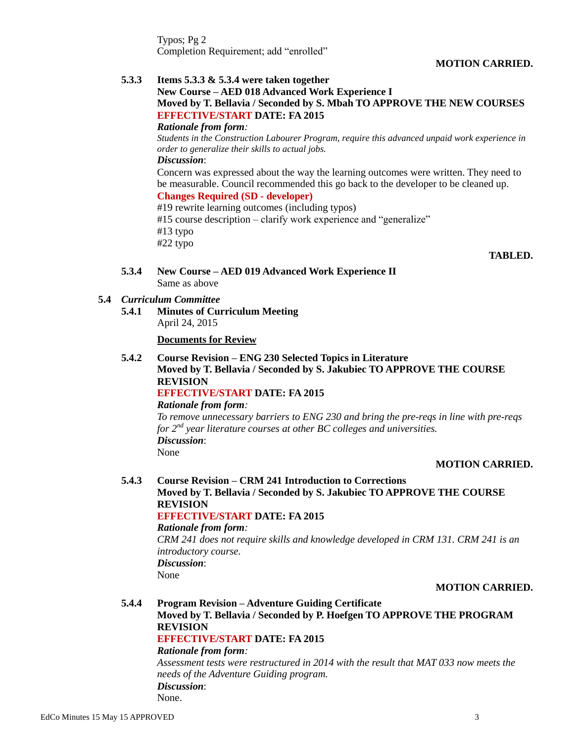Typos; Pg 2
Completion Requirement; add "enrolled"

**MOTION CARRIED.**

**5.3.3 Items 5.3.3 & 5.3.4 were taken together**
**New Course – AED 018 Advanced Work Experience I**
**Moved by T. Bellavia / Seconded by S. Mbah TO APPROVE THE NEW COURSES**
**EFFECTIVE/START DATE: FA 2015**

***Rationale from form:***
*Students in the Construction Labourer Program, require this advanced unpaid work experience in order to generalize their skills to actual jobs.*

***Discussion*:**
Concern was expressed about the way the learning outcomes were written. They need to be measurable. Council recommended this go back to the developer to be cleaned up.

**Changes Required (SD - developer)**
#19 rewrite learning outcomes (including typos)
#15 course description – clarify work experience and "generalize"
#13 typo
#22 typo

**TABLED.**

**5.3.4 New Course – AED 019 Advanced Work Experience II**
Same as above

## 5.4 *Curriculum Committee*

**5.4.1 Minutes of Curriculum Meeting**
April 24, 2015

**Documents for Review**

**5.4.2 Course Revision – ENG 230 Selected Topics in Literature**
**Moved by T. Bellavia / Seconded by S. Jakubiec TO APPROVE THE COURSE REVISION**
**EFFECTIVE/START DATE: FA 2015**

***Rationale from form:***
*To remove unnecessary barriers to ENG 230 and bring the pre-reqs in line with pre-reqs for 2nd year literature courses at other BC colleges and universities.*

***Discussion*:**
None

**MOTION CARRIED.**

**5.4.3 Course Revision – CRM 241 Introduction to Corrections**
**Moved by T. Bellavia / Seconded by S. Jakubiec TO APPROVE THE COURSE REVISION**
**EFFECTIVE/START DATE: FA 2015**

***Rationale from form:***
*CRM 241 does not require skills and knowledge developed in CRM 131. CRM 241 is an introductory course.*

***Discussion*:**
None

**MOTION CARRIED.**

**5.4.4 Program Revision – Adventure Guiding Certificate**
**Moved by T. Bellavia / Seconded by P. Hoefgen TO APPROVE THE PROGRAM REVISION**
**EFFECTIVE/START DATE: FA 2015**

***Rationale from form:***
*Assessment tests were restructured in 2014 with the result that MAT 033 now meets the needs of the Adventure Guiding program.*

***Discussion*:**
None.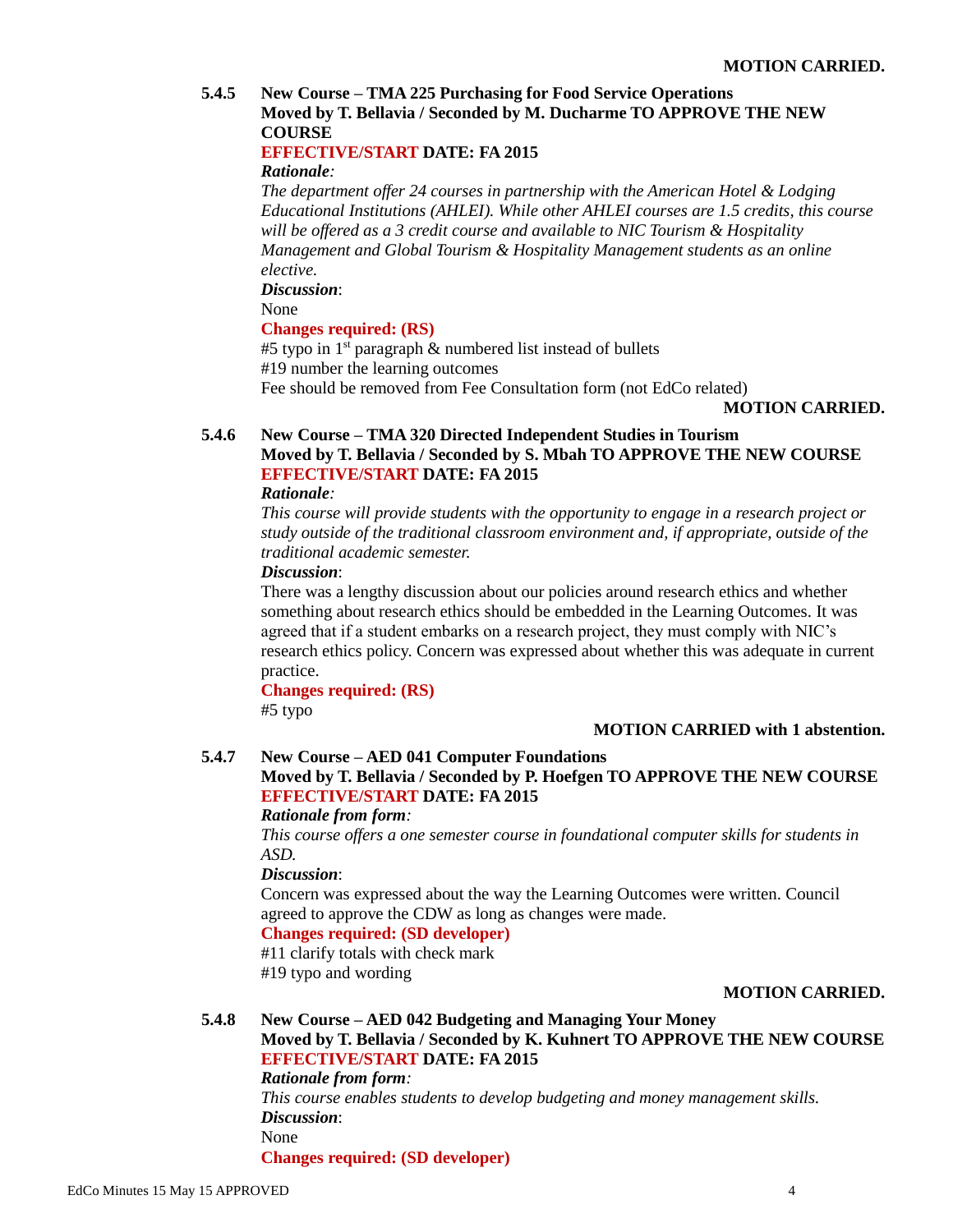**MOTION CARRIED.**

**5.4.5 New Course – TMA 225 Purchasing for Food Service Operations**
**Moved by T. Bellavia / Seconded by M. Ducharme TO APPROVE THE NEW COURSE**
**EFFECTIVE/START DATE: FA 2015**

***Rationale:***
*The department offer 24 courses in partnership with the American Hotel & Lodging Educational Institutions (AHLEI). While other AHLEI courses are 1.5 credits, this course will be offered as a 3 credit course and available to NIC Tourism & Hospitality Management and Global Tourism & Hospitality Management students as an online elective.*

***Discussion***:
None

**Changes required: (RS)**
#5 typo in 1st paragraph & numbered list instead of bullets
#19 number the learning outcomes
Fee should be removed from Fee Consultation form (not EdCo related)

**MOTION CARRIED.**

**5.4.6 New Course – TMA 320 Directed Independent Studies in Tourism**
**Moved by T. Bellavia / Seconded by S. Mbah TO APPROVE THE NEW COURSE**
**EFFECTIVE/START DATE: FA 2015**

***Rationale:***
*This course will provide students with the opportunity to engage in a research project or study outside of the traditional classroom environment and, if appropriate, outside of the traditional academic semester.*

***Discussion***:
There was a lengthy discussion about our policies around research ethics and whether something about research ethics should be embedded in the Learning Outcomes. It was agreed that if a student embarks on a research project, they must comply with NIC's research ethics policy. Concern was expressed about whether this was adequate in current practice.

**Changes required: (RS)**
#5 typo

**MOTION CARRIED with 1 abstention.**

**5.4.7 New Course – AED 041 Computer Foundations**
**Moved by T. Bellavia / Seconded by P. Hoefgen TO APPROVE THE NEW COURSE**
**EFFECTIVE/START DATE: FA 2015**

***Rationale from form:***
*This course offers a one semester course in foundational computer skills for students in ASD.*

***Discussion***:
Concern was expressed about the way the Learning Outcomes were written. Council agreed to approve the CDW as long as changes were made.

**Changes required: (SD developer)**
#11 clarify totals with check mark
#19 typo and wording

**MOTION CARRIED.**

**5.4.8 New Course – AED 042 Budgeting and Managing Your Money**
**Moved by T. Bellavia / Seconded by K. Kuhnert TO APPROVE THE NEW COURSE**
**EFFECTIVE/START DATE: FA 2015**

***Rationale from form:***
*This course enables students to develop budgeting and money management skills.*

***Discussion***:
None

**Changes required: (SD developer)**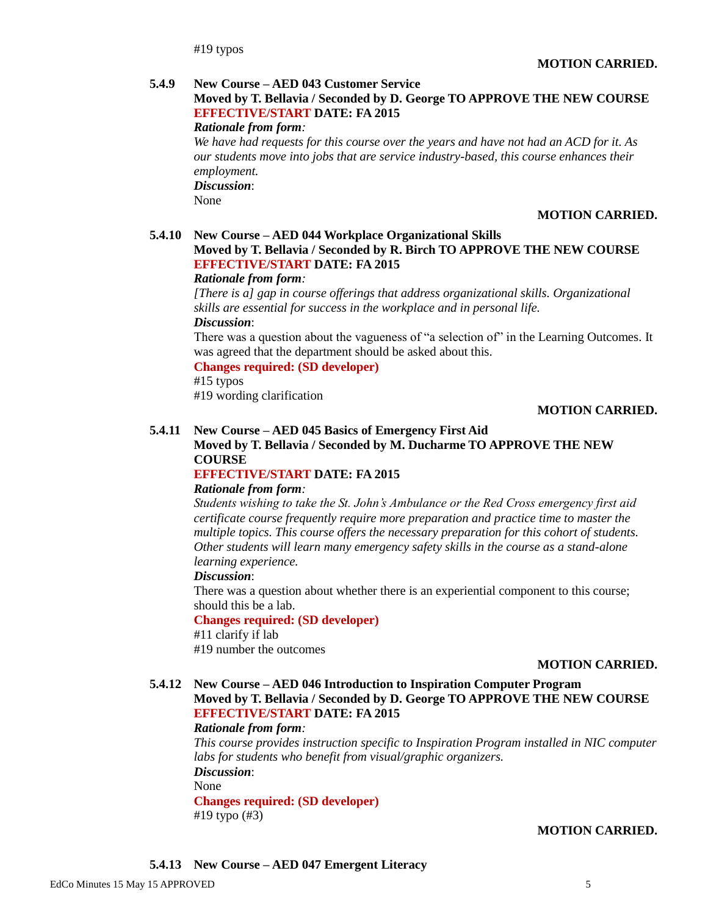#19 typos

**MOTION CARRIED.**

**5.4.9 New Course – AED 043 Customer Service**
**Moved by T. Bellavia / Seconded by D. George TO APPROVE THE NEW COURSE EFFECTIVE/START DATE: FA 2015**

***Rationale from form:***

*We have had requests for this course over the years and have not had an ACD for it. As our students move into jobs that are service industry-based, this course enhances their employment.*

***Discussion*:**

None

**MOTION CARRIED.**

**5.4.10 New Course – AED 044 Workplace Organizational Skills**
**Moved by T. Bellavia / Seconded by R. Birch TO APPROVE THE NEW COURSE EFFECTIVE/START DATE: FA 2015**

***Rationale from form:***

*[There is a] gap in course offerings that address organizational skills. Organizational skills are essential for success in the workplace and in personal life.*

***Discussion*:**

There was a question about the vagueness of "a selection of" in the Learning Outcomes. It was agreed that the department should be asked about this.

**Changes required: (SD developer)**

#15 typos
#19 wording clarification

**MOTION CARRIED.**

**5.4.11 New Course – AED 045 Basics of Emergency First Aid**
**Moved by T. Bellavia / Seconded by M. Ducharme TO APPROVE THE NEW COURSE**
**EFFECTIVE/START DATE: FA 2015**

***Rationale from form:***

*Students wishing to take the St. John's Ambulance or the Red Cross emergency first aid certificate course frequently require more preparation and practice time to master the multiple topics. This course offers the necessary preparation for this cohort of students. Other students will learn many emergency safety skills in the course as a stand-alone learning experience.*

***Discussion*:**

There was a question about whether there is an experiential component to this course; should this be a lab.

**Changes required: (SD developer)**

#11 clarify if lab
#19 number the outcomes

**MOTION CARRIED.**

**5.4.12 New Course – AED 046 Introduction to Inspiration Computer Program**
**Moved by T. Bellavia / Seconded by D. George TO APPROVE THE NEW COURSE EFFECTIVE/START DATE: FA 2015**

***Rationale from form:***

*This course provides instruction specific to Inspiration Program installed in NIC computer labs for students who benefit from visual/graphic organizers.*

***Discussion*:**

None

**Changes required: (SD developer)**

#19 typo (#3)

**MOTION CARRIED.**

**5.4.13 New Course – AED 047 Emergent Literacy**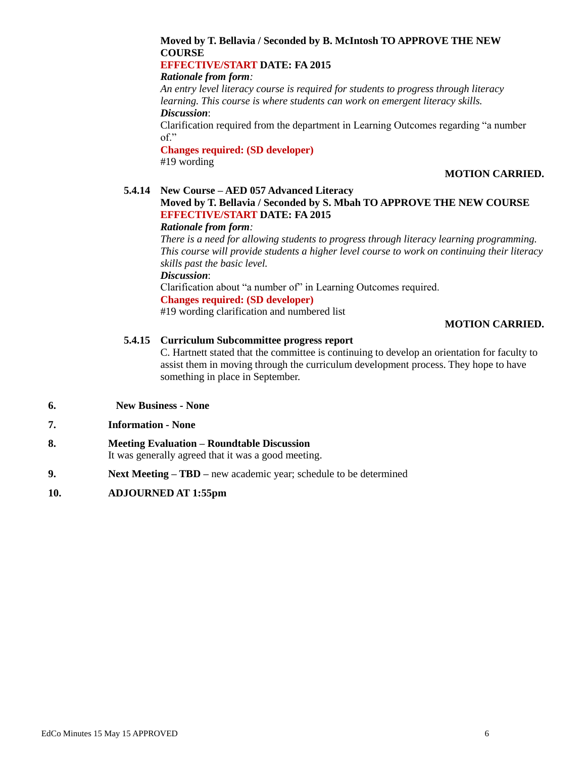**Moved by T. Bellavia / Seconded by B. McIntosh TO APPROVE THE NEW COURSE**
**EFFECTIVE/START DATE: FA 2015**
***Rationale from form:***
*An entry level literacy course is required for students to progress through literacy learning. This course is where students can work on emergent literacy skills.*
***Discussion***:
Clarification required from the department in Learning Outcomes regarding "a number of."
**Changes required: (SD developer)**
#19 wording

**MOTION CARRIED.**

**5.4.14 New Course – AED 057 Advanced Literacy**
**Moved by T. Bellavia / Seconded by S. Mbah TO APPROVE THE NEW COURSE**
**EFFECTIVE/START DATE: FA 2015**
***Rationale from form:***
*There is a need for allowing students to progress through literacy learning programming. This course will provide students a higher level course to work on continuing their literacy skills past the basic level.*
***Discussion***:
Clarification about "a number of" in Learning Outcomes required.
**Changes required: (SD developer)**
#19 wording clarification and numbered list

**MOTION CARRIED.**

**5.4.15 Curriculum Subcommittee progress report**
C. Hartnett stated that the committee is continuing to develop an orientation for faculty to assist them in moving through the curriculum development process. They hope to have something in place in September.

**6. New Business - None**

**7. Information - None**

**8. Meeting Evaluation – Roundtable Discussion**
It was generally agreed that it was a good meeting.

**9. Next Meeting – TBD –** new academic year; schedule to be determined

**10. ADJOURNED AT 1:55pm**